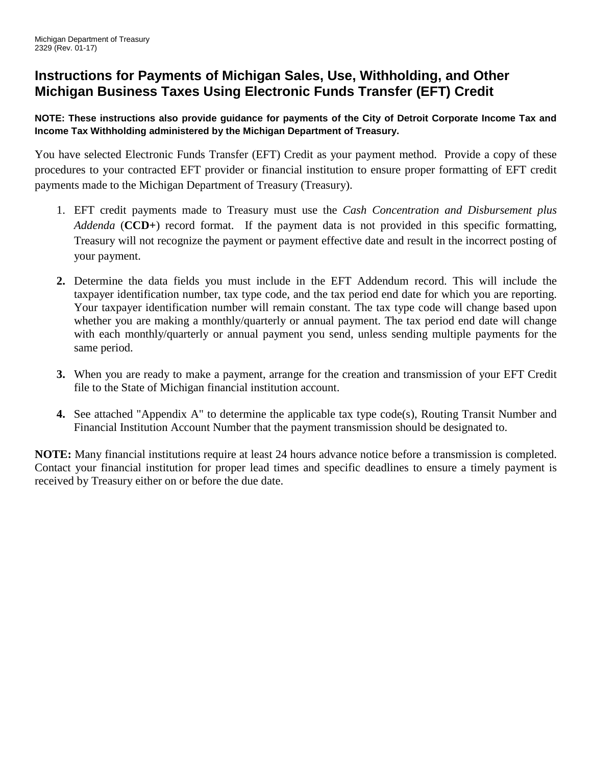Michigan Department of Treasury
2329 (Rev. 01-17)

# Instructions for Payments of Michigan Sales, Use, Withholding, and Other Michigan Business Taxes Using Electronic Funds Transfer (EFT) Credit

**NOTE: These instructions also provide guidance for payments of the City of Detroit Corporate Income Tax and Income Tax Withholding administered by the Michigan Department of Treasury.**

You have selected Electronic Funds Transfer (EFT) Credit as your payment method. Provide a copy of these procedures to your contracted EFT provider or financial institution to ensure proper formatting of EFT credit payments made to the Michigan Department of Treasury (Treasury).

1. EFT credit payments made to Treasury must use the *Cash Concentration and Disbursement plus Addenda* (**CCD+**) record format. If the payment data is not provided in this specific formatting, Treasury will not recognize the payment or payment effective date and result in the incorrect posting of your payment.

2. Determine the data fields you must include in the EFT Addendum record. This will include the taxpayer identification number, tax type code, and the tax period end date for which you are reporting. Your taxpayer identification number will remain constant. The tax type code will change based upon whether you are making a monthly/quarterly or annual payment. The tax period end date will change with each monthly/quarterly or annual payment you send, unless sending multiple payments for the same period.

3. When you are ready to make a payment, arrange for the creation and transmission of your EFT Credit file to the State of Michigan financial institution account.

4. See attached "Appendix A" to determine the applicable tax type code(s), Routing Transit Number and Financial Institution Account Number that the payment transmission should be designated to.

**NOTE:** Many financial institutions require at least 24 hours advance notice before a transmission is completed. Contact your financial institution for proper lead times and specific deadlines to ensure a timely payment is received by Treasury either on or before the due date.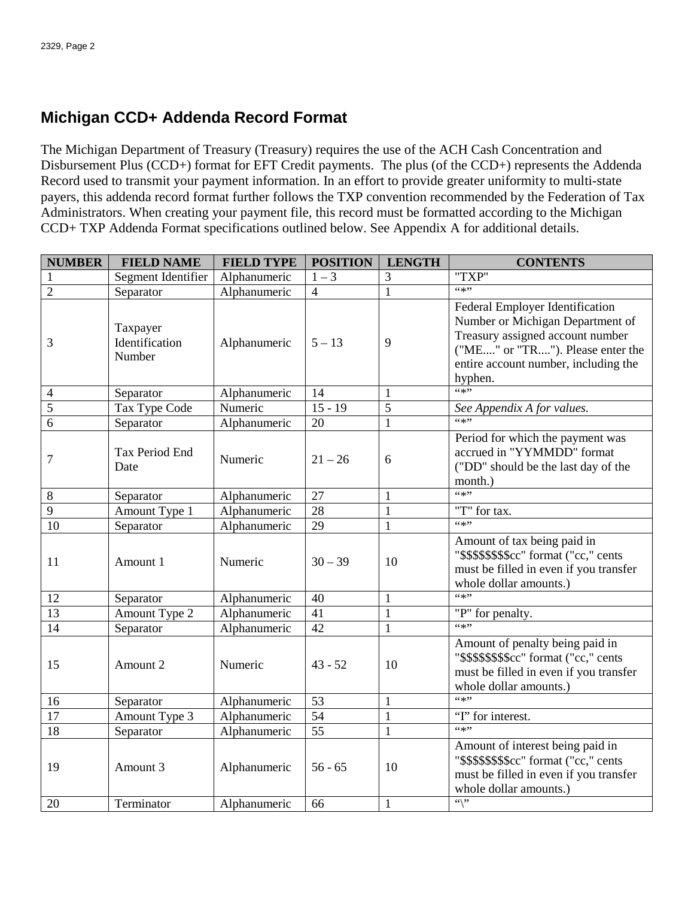## Michigan CCD+ Addenda Record Format

The Michigan Department of Treasury (Treasury) requires the use of the ACH Cash Concentration and Disbursement Plus (CCD+) format for EFT Credit payments. The plus (of the CCD+) represents the Addenda Record used to transmit your payment information. In an effort to provide greater uniformity to multi-state payers, this addenda record format further follows the TXP convention recommended by the Federation of Tax Administrators. When creating your payment file, this record must be formatted according to the Michigan CCD+ TXP Addenda Format specifications outlined below. See Appendix A for additional details.

| NUMBER | FIELD NAME | FIELD TYPE | POSITION | LENGTH | CONTENTS |
|---|---|---|---|---|---|
| 1 | Segment Identifier | Alphanumeric | 1 – 3 | 3 | "TXP" |
| 2 | Separator | Alphanumeric | 4 | 1 | "*" |
| 3 | Taxpayer Identification Number | Alphanumeric | 5 – 13 | 9 | Federal Employer Identification Number or Michigan Department of Treasury assigned account number ("ME...." or "TR...."). Please enter the entire account number, including the hyphen. |
| 4 | Separator | Alphanumeric | 14 | 1 | "*" |
| 5 | Tax Type Code | Numeric | 15 - 19 | 5 | *See Appendix A for values.* |
| 6 | Separator | Alphanumeric | 20 | 1 | "*" |
| 7 | Tax Period End Date | Numeric | 21 – 26 | 6 | Period for which the payment was accrued in "YYMMDD" format ("DD" should be the last day of the month.) |
| 8 | Separator | Alphanumeric | 27 | 1 | "*" |
| 9 | Amount Type 1 | Alphanumeric | 28 | 1 | "T" for tax. |
| 10 | Separator | Alphanumeric | 29 | 1 | "*" |
| 11 | Amount 1 | Numeric | 30 – 39 | 10 | Amount of tax being paid in "$$$$$$$$cc" format ("cc," cents must be filled in even if you transfer whole dollar amounts.) |
| 12 | Separator | Alphanumeric | 40 | 1 | "*" |
| 13 | Amount Type 2 | Alphanumeric | 41 | 1 | "P" for penalty. |
| 14 | Separator | Alphanumeric | 42 | 1 | "*" |
| 15 | Amount 2 | Numeric | 43 - 52 | 10 | Amount of penalty being paid in "$$$$$$$$cc" format ("cc," cents must be filled in even if you transfer whole dollar amounts.) |
| 16 | Separator | Alphanumeric | 53 | 1 | "*" |
| 17 | Amount Type 3 | Alphanumeric | 54 | 1 | "I" for interest. |
| 18 | Separator | Alphanumeric | 55 | 1 | "*" |
| 19 | Amount 3 | Alphanumeric | 56 - 65 | 10 | Amount of interest being paid in "$$$$$$$$cc" format ("cc," cents must be filled in even if you transfer whole dollar amounts.) |
| 20 | Terminator | Alphanumeric | 66 | 1 | "\" |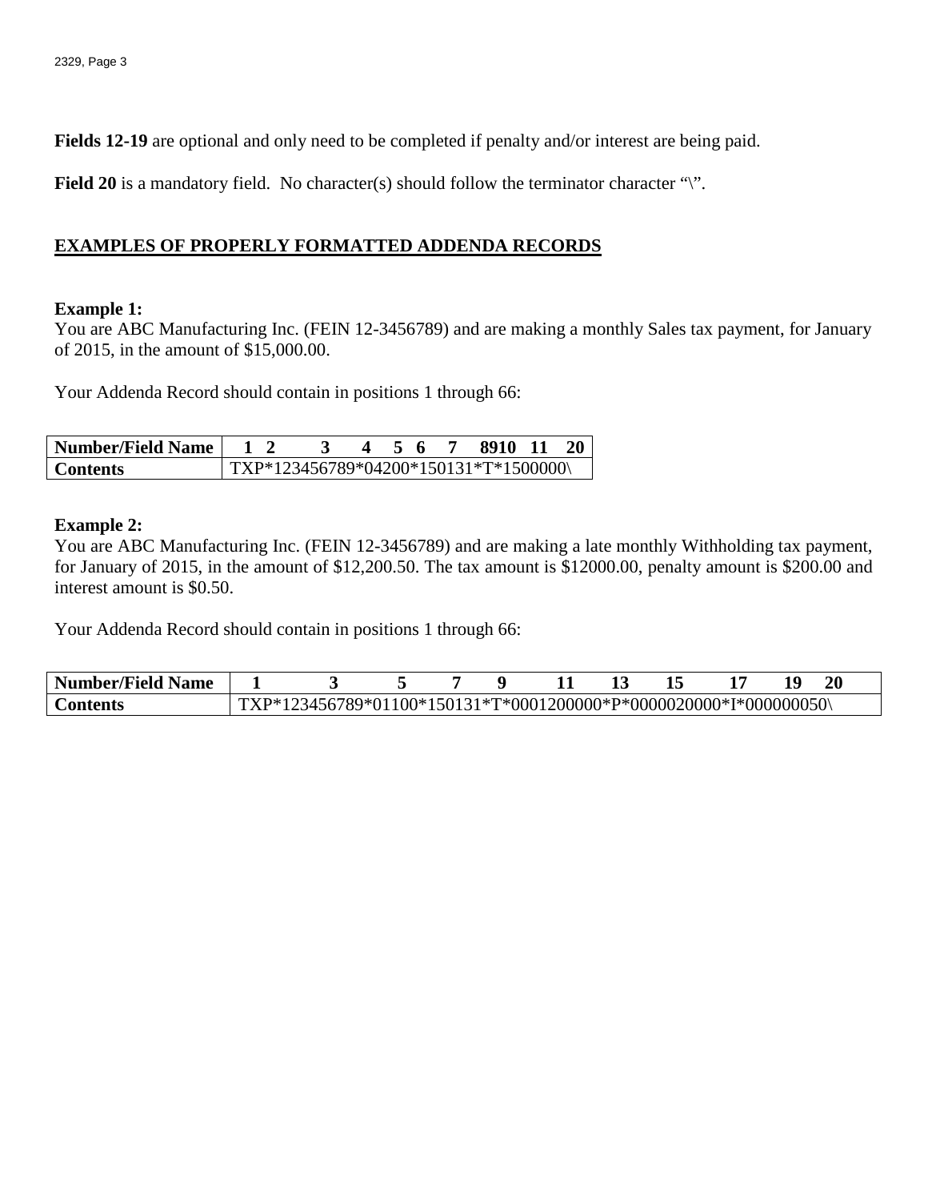**Fields 12-19** are optional and only need to be completed if penalty and/or interest are being paid.

**Field 20** is a mandatory field. No character(s) should follow the terminator character "\".

## EXAMPLES OF PROPERLY FORMATTED ADDENDA RECORDS

**Example 1:**
You are ABC Manufacturing Inc. (FEIN 12-3456789) and are making a monthly Sales tax payment, for January of 2015, in the amount of $15,000.00.

Your Addenda Record should contain in positions 1 through 66:

| **Number/Field Name** | **1 2 3 4 5 6 7 8910 11 20** |
|---|---|
| **Contents** | TXP*123456789*04200*150131*T*1500000\ |

**Example 2:**
You are ABC Manufacturing Inc. (FEIN 12-3456789) and are making a late monthly Withholding tax payment, for January of 2015, in the amount of $12,200.50. The tax amount is $12000.00, penalty amount is $200.00 and interest amount is $0.50.

Your Addenda Record should contain in positions 1 through 66:

| **Number/Field Name** | **1 3 5 7 9 11 13 15 17 19 20** |
|---|---|
| **Contents** | TXP*123456789*01100*150131*T*0001200000*P*0000020000*I*000000050\ |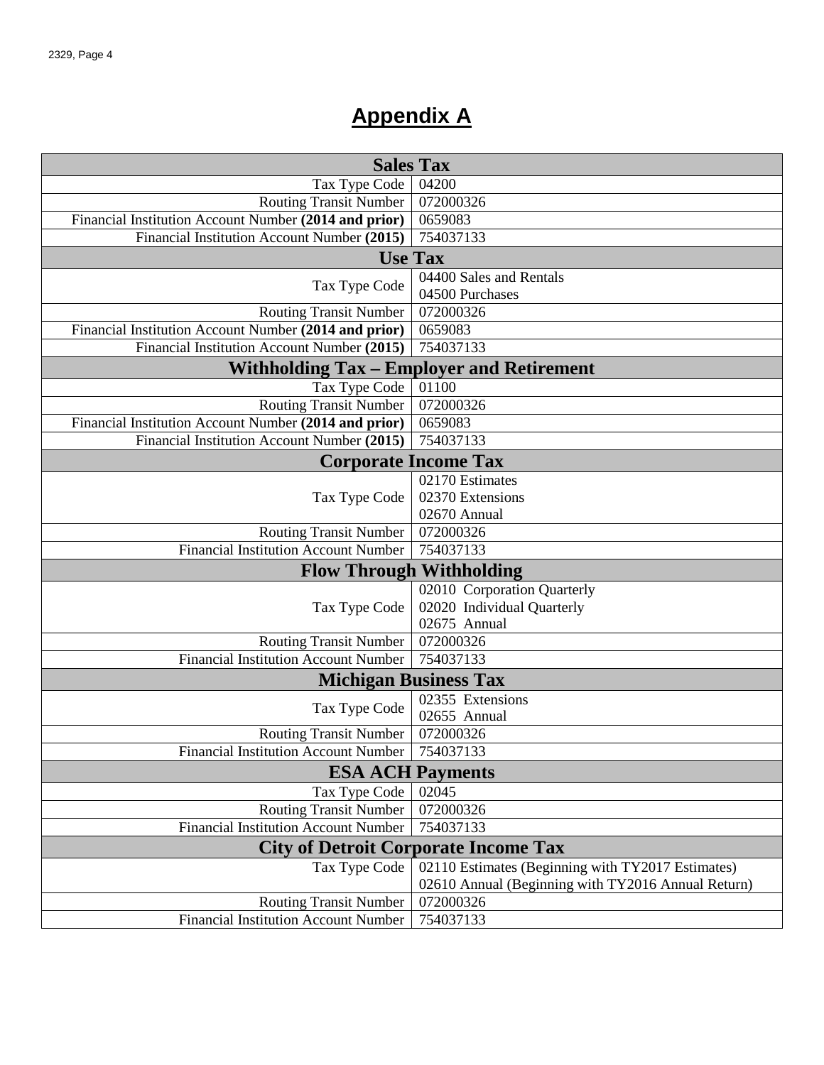# Appendix A

| **Sales Tax** | |
|---:|---|
| Tax Type Code | 04200 |
| Routing Transit Number | 072000326 |
| Financial Institution Account Number **(2014 and prior)** | 0659083 |
| Financial Institution Account Number **(2015)** | 754037133 |
| **Use Tax** | |
| Tax Type Code | 04400 Sales and Rentals<br>04500 Purchases |
| Routing Transit Number | 072000326 |
| Financial Institution Account Number **(2014 and prior)** | 0659083 |
| Financial Institution Account Number **(2015)** | 754037133 |
| **Withholding Tax – Employer and Retirement** | |
| Tax Type Code | 01100 |
| Routing Transit Number | 072000326 |
| Financial Institution Account Number **(2014 and prior)** | 0659083 |
| Financial Institution Account Number **(2015)** | 754037133 |
| **Corporate Income Tax** | |
| Tax Type Code | 02170 Estimates<br>02370 Extensions<br>02670 Annual |
| Routing Transit Number | 072000326 |
| Financial Institution Account Number | 754037133 |
| **Flow Through Withholding** | |
| Tax Type Code | 02010 Corporation Quarterly<br>02020 Individual Quarterly<br>02675 Annual |
| Routing Transit Number | 072000326 |
| Financial Institution Account Number | 754037133 |
| **Michigan Business Tax** | |
| Tax Type Code | 02355 Extensions<br>02655 Annual |
| Routing Transit Number | 072000326 |
| Financial Institution Account Number | 754037133 |
| **ESA ACH Payments** | |
| Tax Type Code | 02045 |
| Routing Transit Number | 072000326 |
| Financial Institution Account Number | 754037133 |
| **City of Detroit Corporate Income Tax** | |
| Tax Type Code | 02110 Estimates (Beginning with TY2017 Estimates)<br>02610 Annual (Beginning with TY2016 Annual Return) |
| Routing Transit Number | 072000326 |
| Financial Institution Account Number | 754037133 |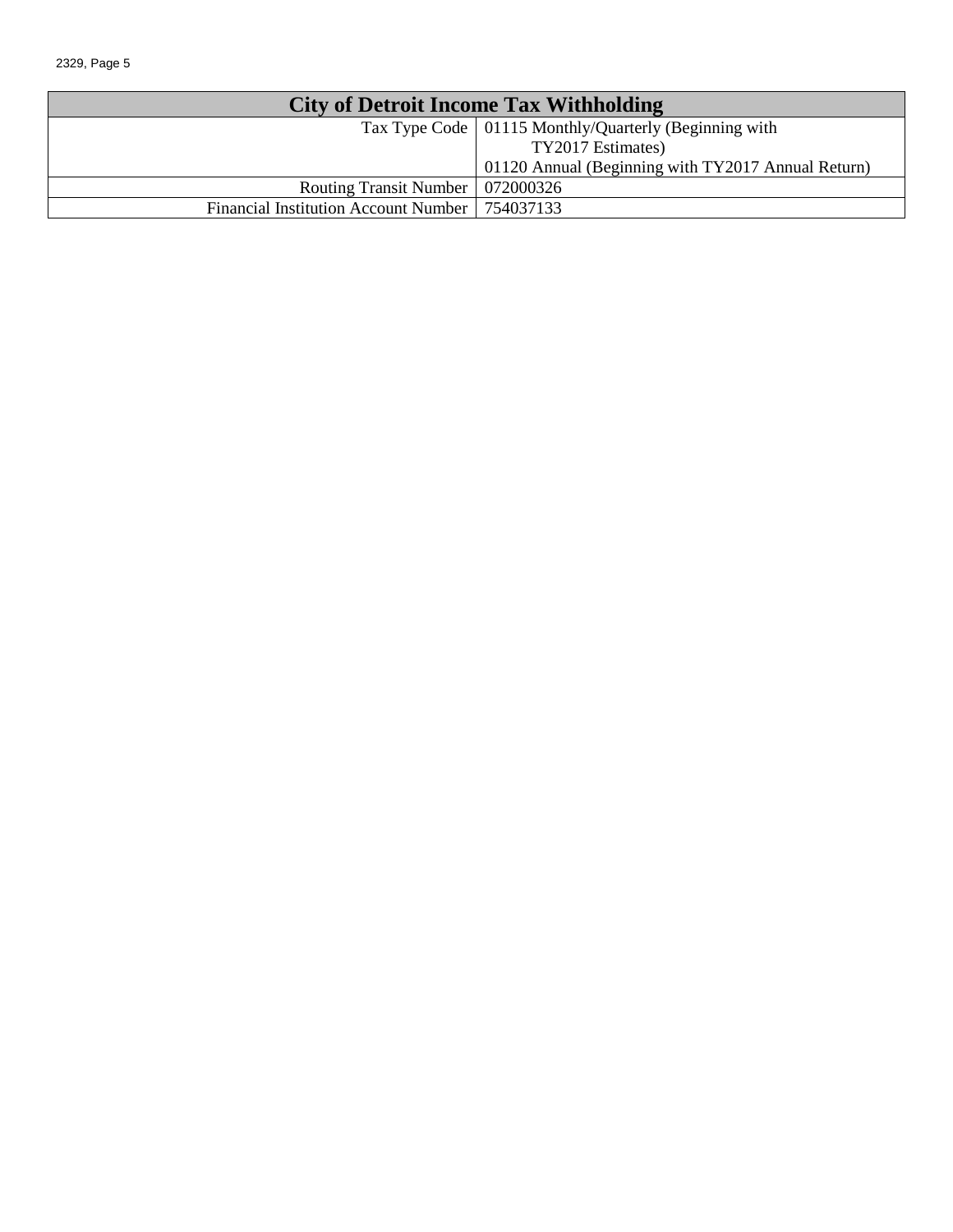| City of Detroit Income Tax Withholding | |
|---|---|
| Tax Type Code | 01115 Monthly/Quarterly (Beginning with TY2017 Estimates)<br>01120 Annual (Beginning with TY2017 Annual Return) |
| Routing Transit Number | 072000326 |
| Financial Institution Account Number | 754037133 |